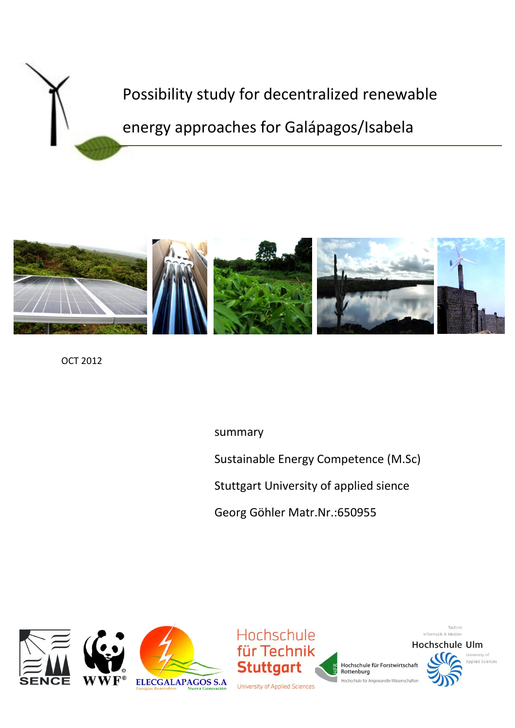# Possibility study for decentralized renewable energy approaches for Galápagos/Isabela

OCT 2012

summary

Sustainable Energy Competence (M.Sc)

Stuttgart University of applied sience

Georg Göhler Matr.Nr.:650955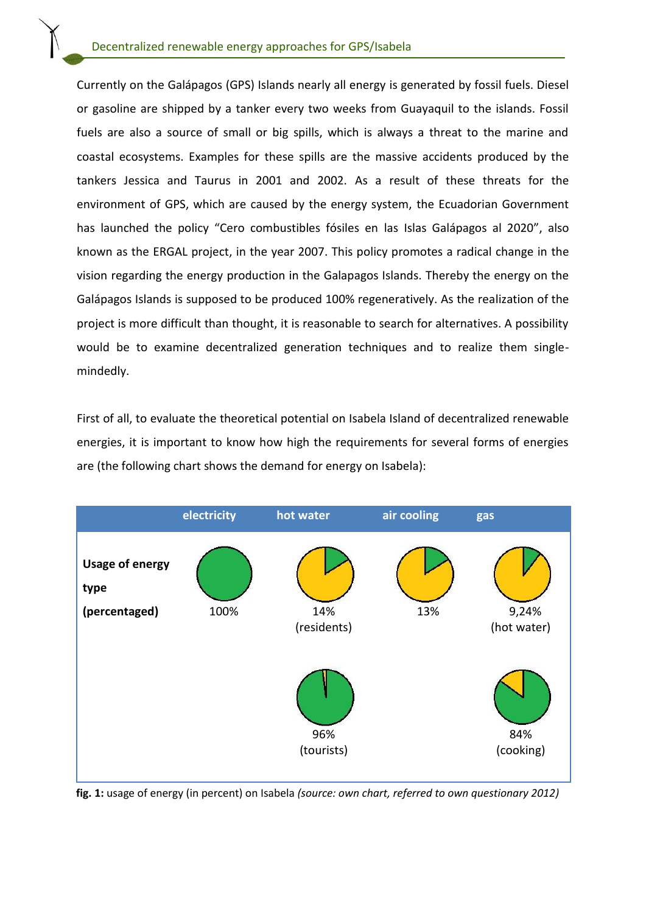Currently on the Galápagos (GPS) Islands nearly all energy is generated by fossil fuels. Diesel or gasoline are shipped by a tanker every two weeks from Guayaquil to the islands. Fossil fuels are also a source of small or big spills, which is always a threat to the marine and coastal ecosystems. Examples for these spills are the massive accidents produced by the tankers Jessica and Taurus in 2001 and 2002. As a result of these threats for the environment of GPS, which are caused by the energy system, the Ecuadorian Government has launched the policy "Cero combustibles fósiles en las Islas Galápagos al 2020", also known as the ERGAL project, in the year 2007. This policy promotes a radical change in the vision regarding the energy production in the Galapagos Islands. Thereby the energy on the Galápagos Islands is supposed to be produced 100% regeneratively. As the realization of the project is more difficult than thought, it is reasonable to search for alternatives. A possibility would be to examine decentralized generation techniques and to realize them single-mindedly.

First of all, to evaluate the theoretical potential on Isabela Island of decentralized renewable energies, it is important to know how high the requirements for several forms of energies are (the following chart shows the demand for energy on Isabela):

| | electricity | hot water | air cooling | gas |
|---|---|---|---|---|
| **Usage of energy type (percentaged)** | 100% | 14% (residents) | 13% | 9,24% (hot water) |
| | | 96% (tourists) | | 84% (cooking) |

**fig. 1:** usage of energy (in percent) on Isabela *(source: own chart, referred to own questionary 2012)*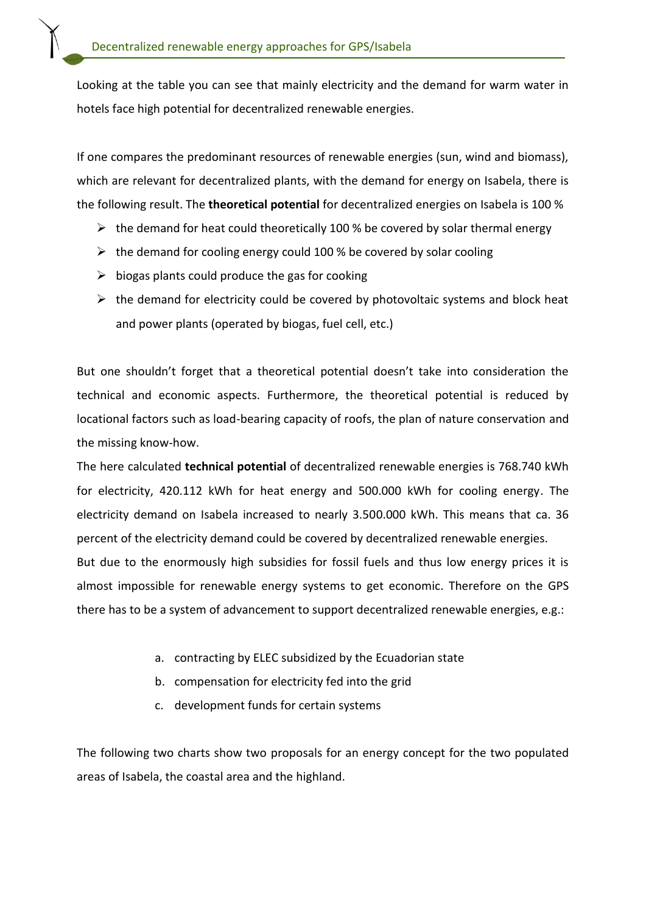Looking at the table you can see that mainly electricity and the demand for warm water in hotels face high potential for decentralized renewable energies.

If one compares the predominant resources of renewable energies (sun, wind and biomass), which are relevant for decentralized plants, with the demand for energy on Isabela, there is the following result. The **theoretical potential** for decentralized energies on Isabela is 100 %

- the demand for heat could theoretically 100 % be covered by solar thermal energy
- the demand for cooling energy could 100 % be covered by solar cooling
- biogas plants could produce the gas for cooking
- the demand for electricity could be covered by photovoltaic systems and block heat and power plants (operated by biogas, fuel cell, etc.)

But one shouldn't forget that a theoretical potential doesn't take into consideration the technical and economic aspects. Furthermore, the theoretical potential is reduced by locational factors such as load-bearing capacity of roofs, the plan of nature conservation and the missing know-how.

The here calculated **technical potential** of decentralized renewable energies is 768.740 kWh for electricity, 420.112 kWh for heat energy and 500.000 kWh for cooling energy. The electricity demand on Isabela increased to nearly 3.500.000 kWh. This means that ca. 36 percent of the electricity demand could be covered by decentralized renewable energies.

But due to the enormously high subsidies for fossil fuels and thus low energy prices it is almost impossible for renewable energy systems to get economic. Therefore on the GPS there has to be a system of advancement to support decentralized renewable energies, e.g.:

a. contracting by ELEC subsidized by the Ecuadorian state
b. compensation for electricity fed into the grid
c. development funds for certain systems

The following two charts show two proposals for an energy concept for the two populated areas of Isabela, the coastal area and the highland.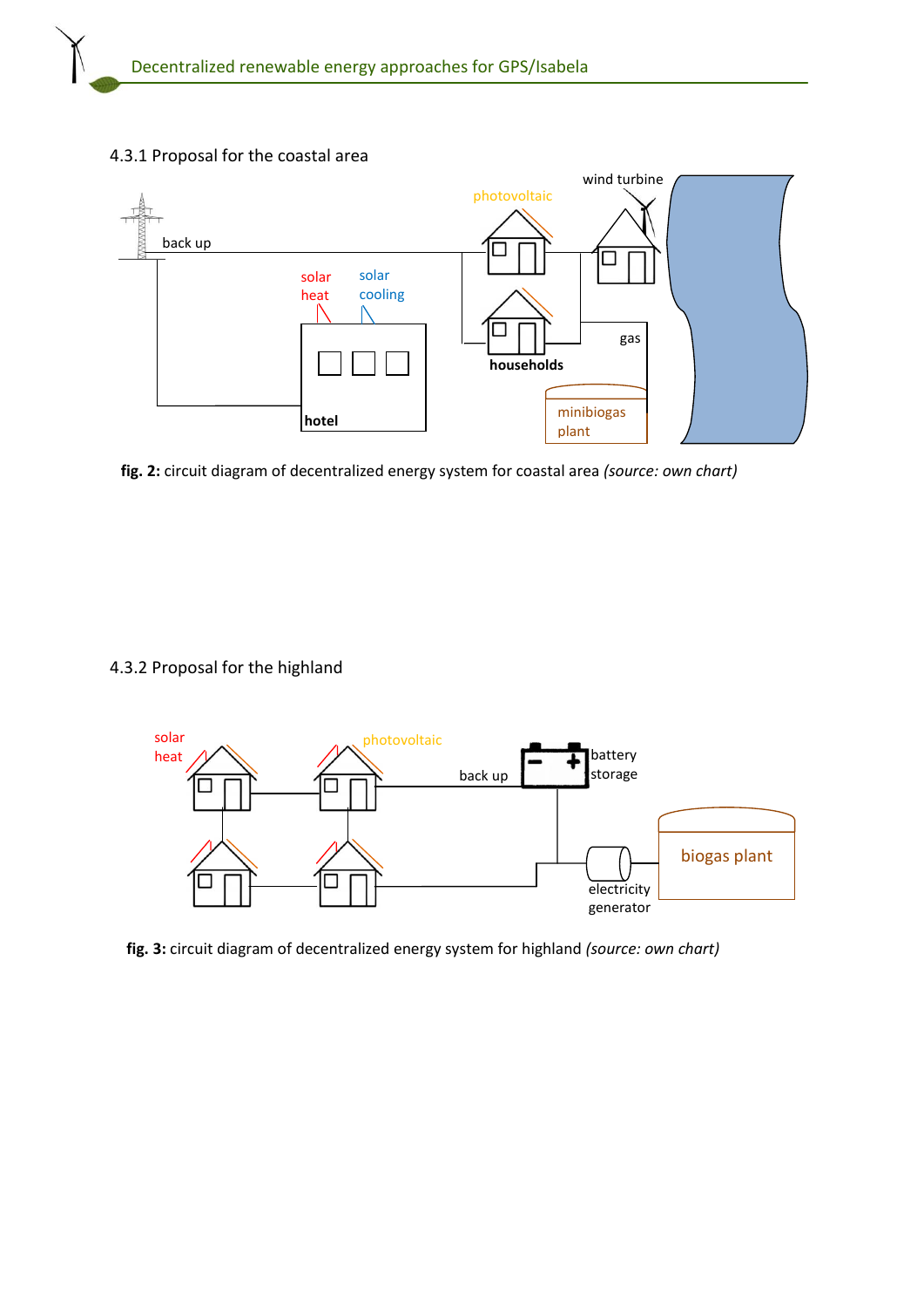### 4.3.1 Proposal for the coastal area

back up

solar heat

solar cooling

hotel

photovoltaic

wind turbine

households

gas

minibiogas plant

**fig. 2:** circuit diagram of decentralized energy system for coastal area *(source: own chart)*

### 4.3.2 Proposal for the highland

solar heat

photovoltaic

back up

battery storage

electricity generator

biogas plant

**fig. 3:** circuit diagram of decentralized energy system for highland *(source: own chart)*